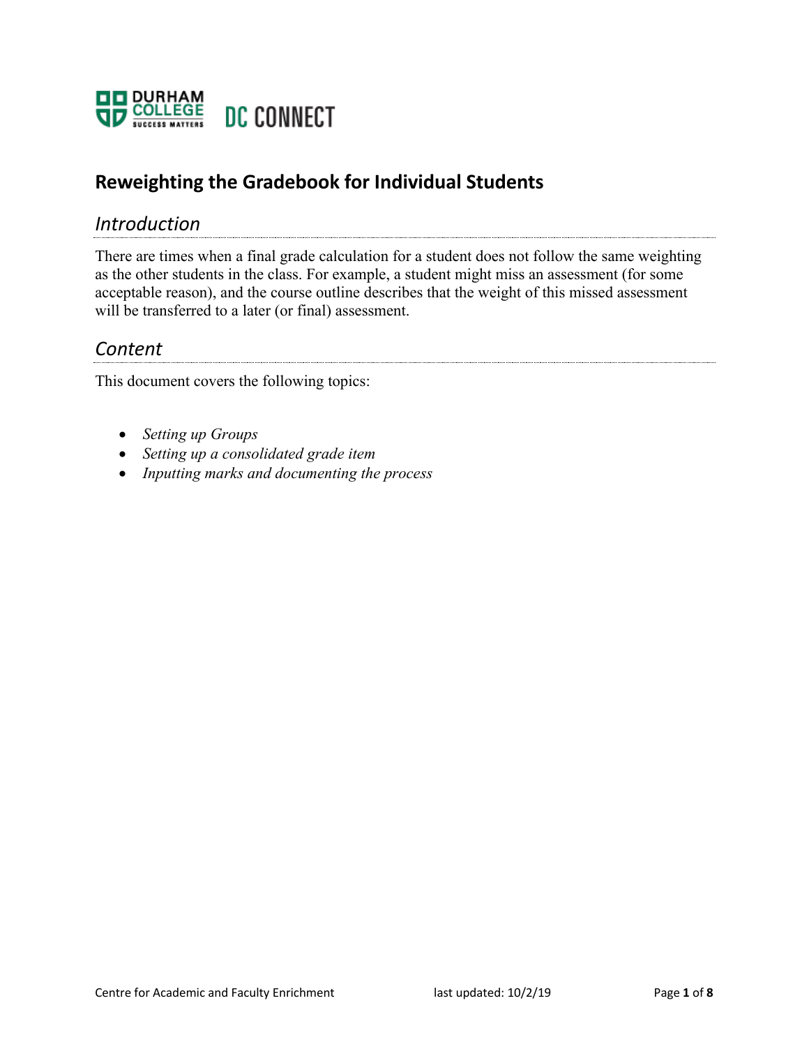DURHAM COLLEGE SUCCESS MATTERS DC CONNECT

# Reweighting the Gradebook for Individual Students

## *Introduction*

There are times when a final grade calculation for a student does not follow the same weighting as the other students in the class. For example, a student might miss an assessment (for some acceptable reason), and the course outline describes that the weight of this missed assessment will be transferred to a later (or final) assessment.

## *Content*

This document covers the following topics:

- *Setting up Groups*
- *Setting up a consolidated grade item*
- *Inputting marks and documenting the process*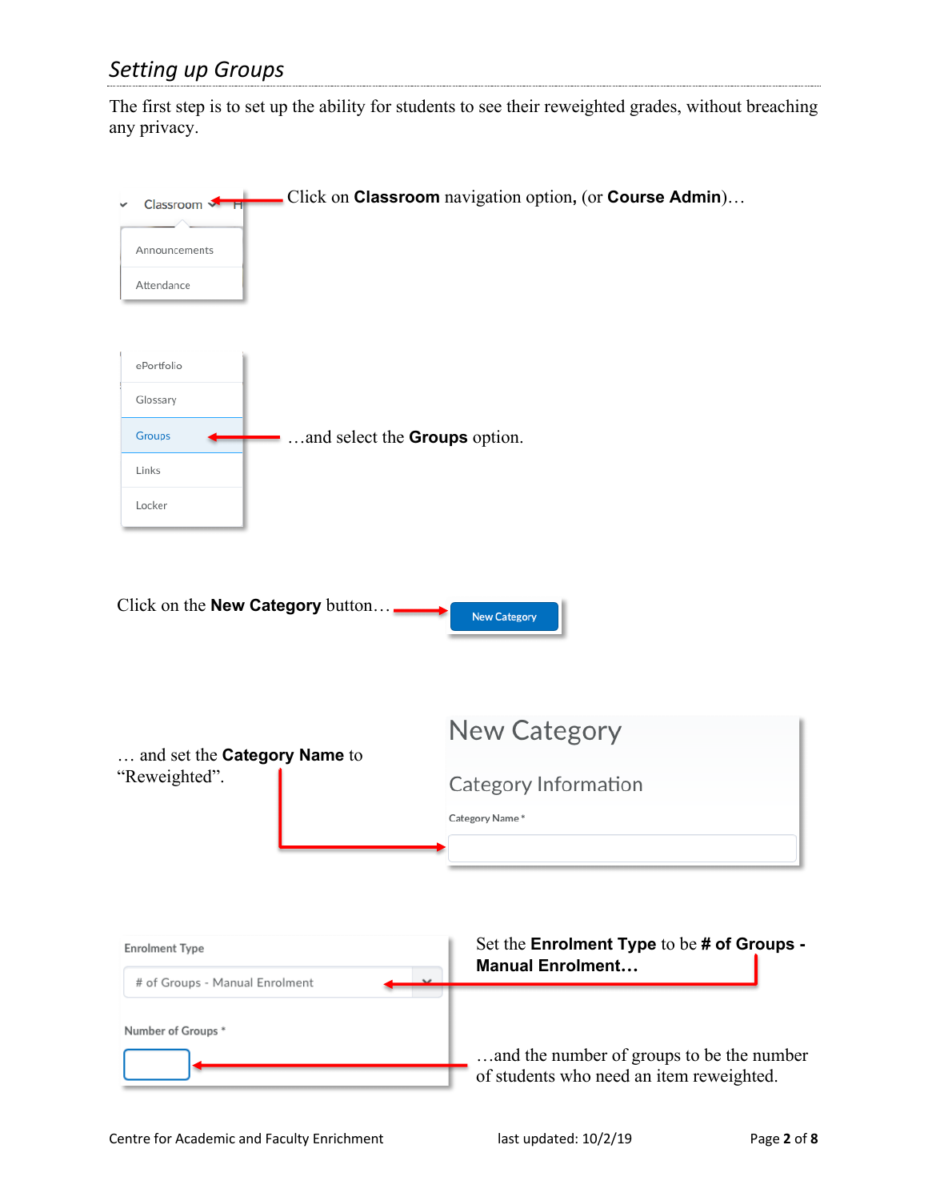## *Setting up Groups*

The first step is to set up the ability for students to see their reweighted grades, without breaching any privacy.

Click on **Classroom** navigation option, (or **Course Admin**)…

…and select the **Groups** option.

Click on the **New Category** button…

… and set the **Category Name** to "Reweighted".

Set the **Enrolment Type** to be **# of Groups - Manual Enrolment…**

…and the number of groups to be the number of students who need an item reweighted.

Centre for Academic and Faculty Enrichment last updated: 10/2/19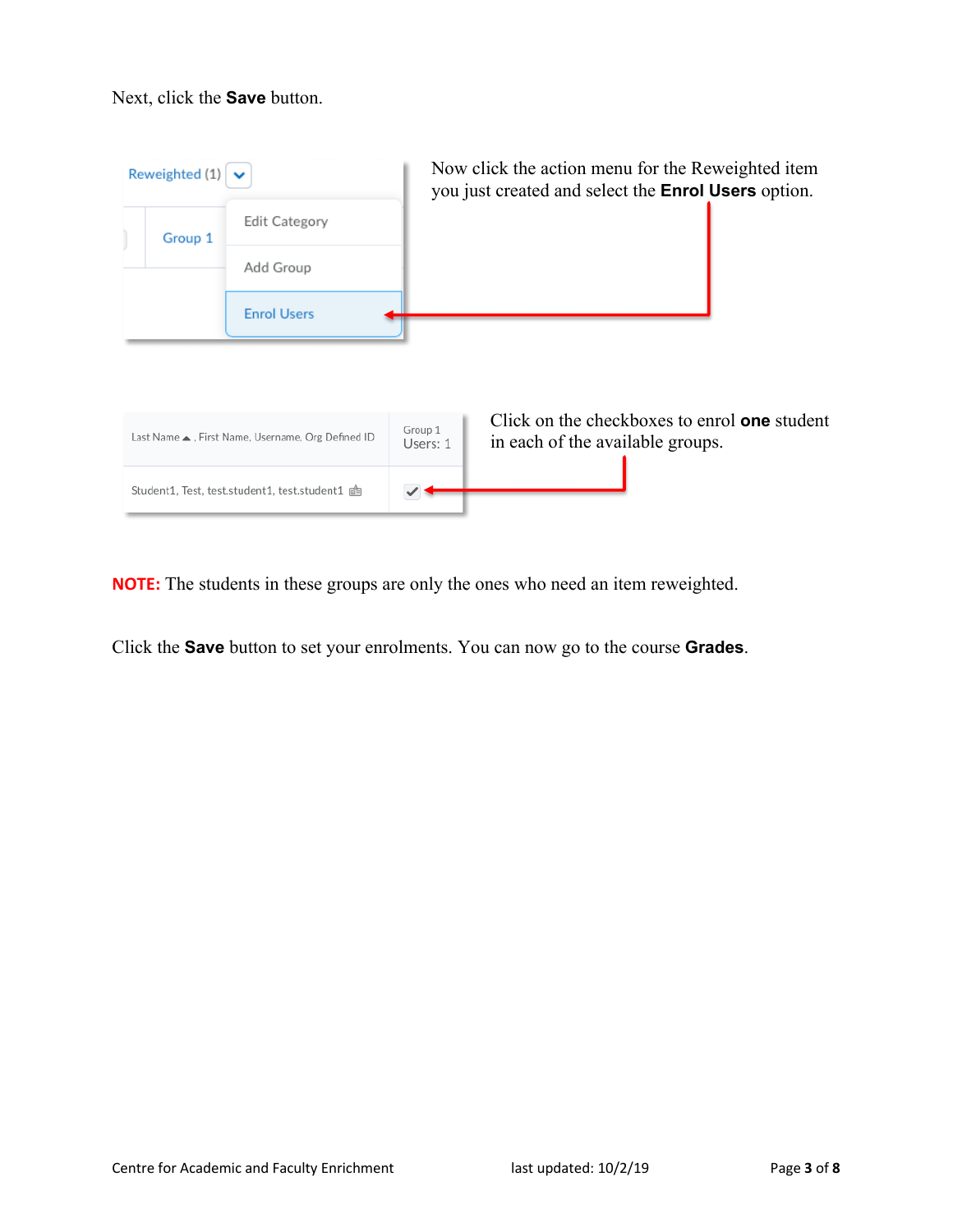Next, click the **Save** button.

Now click the action menu for the Reweighted item you just created and select the **Enrol Users** option.

Click on the checkboxes to enrol **one** student in each of the available groups.

**NOTE:** The students in these groups are only the ones who need an item reweighted.

Click the **Save** button to set your enrolments. You can now go to the course **Grades**.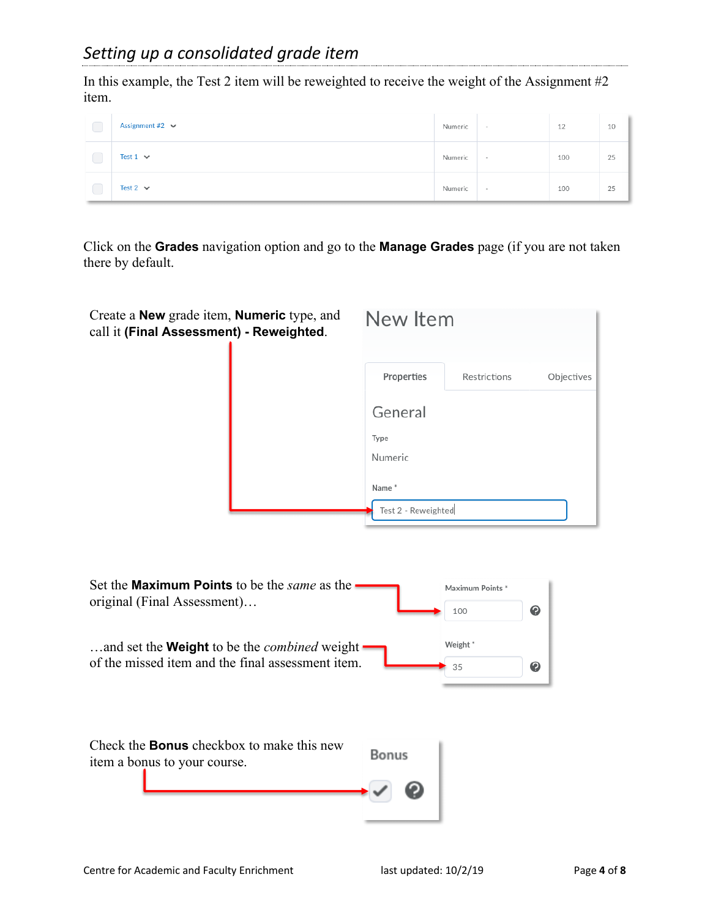## *Setting up a consolidated grade item*

In this example, the Test 2 item will be reweighted to receive the weight of the Assignment #2 item.

| | | | | | |
|---|---|---|---|---|---|
| | Assignment #2 | Numeric | - | 12 | 10 |
| | Test 1 | Numeric | - | 100 | 25 |
| | Test 2 | Numeric | - | 100 | 25 |

Click on the **Grades** navigation option and go to the **Manage Grades** page (if you are not taken there by default.

Create a **New** grade item, **Numeric** type, and call it **(Final Assessment) - Reweighted**.

New Item

Properties | Restrictions | Objectives

General

Type

Numeric

Name *

Test 2 - Reweighted

Set the **Maximum Points** to be the *same* as the original (Final Assessment)…

Maximum Points *

100

…and set the **Weight** to be the *combined* weight of the missed item and the final assessment item.

Weight *

35

Check the **Bonus** checkbox to make this new item a bonus to your course.

Bonus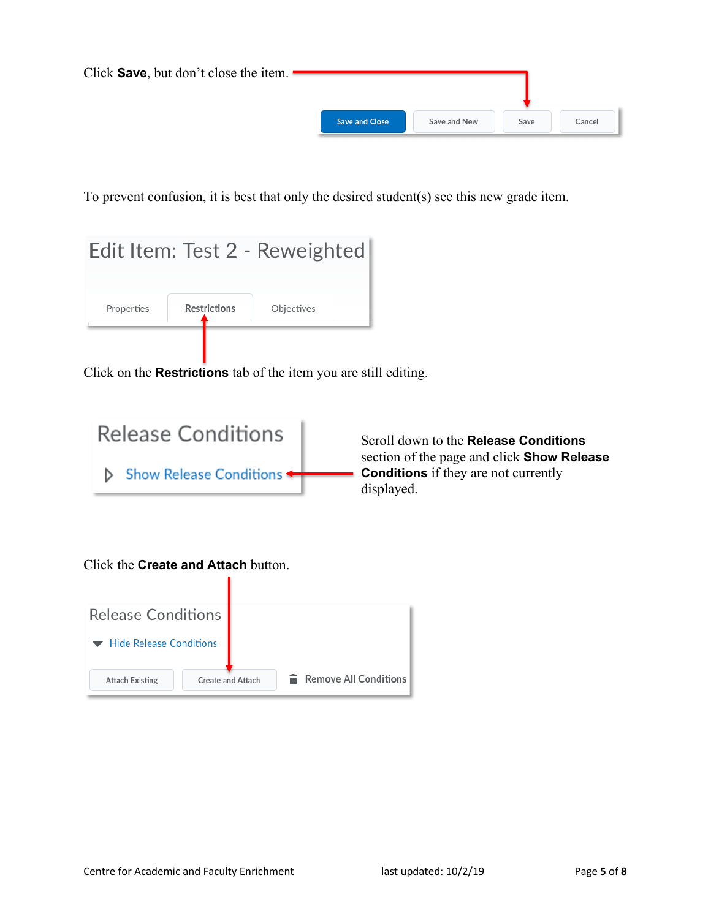Click **Save**, but don't close the item.

To prevent confusion, it is best that only the desired student(s) see this new grade item.

Click on the **Restrictions** tab of the item you are still editing.

Scroll down to the **Release Conditions** section of the page and click **Show Release Conditions** if they are not currently displayed.

Click the **Create and Attach** button.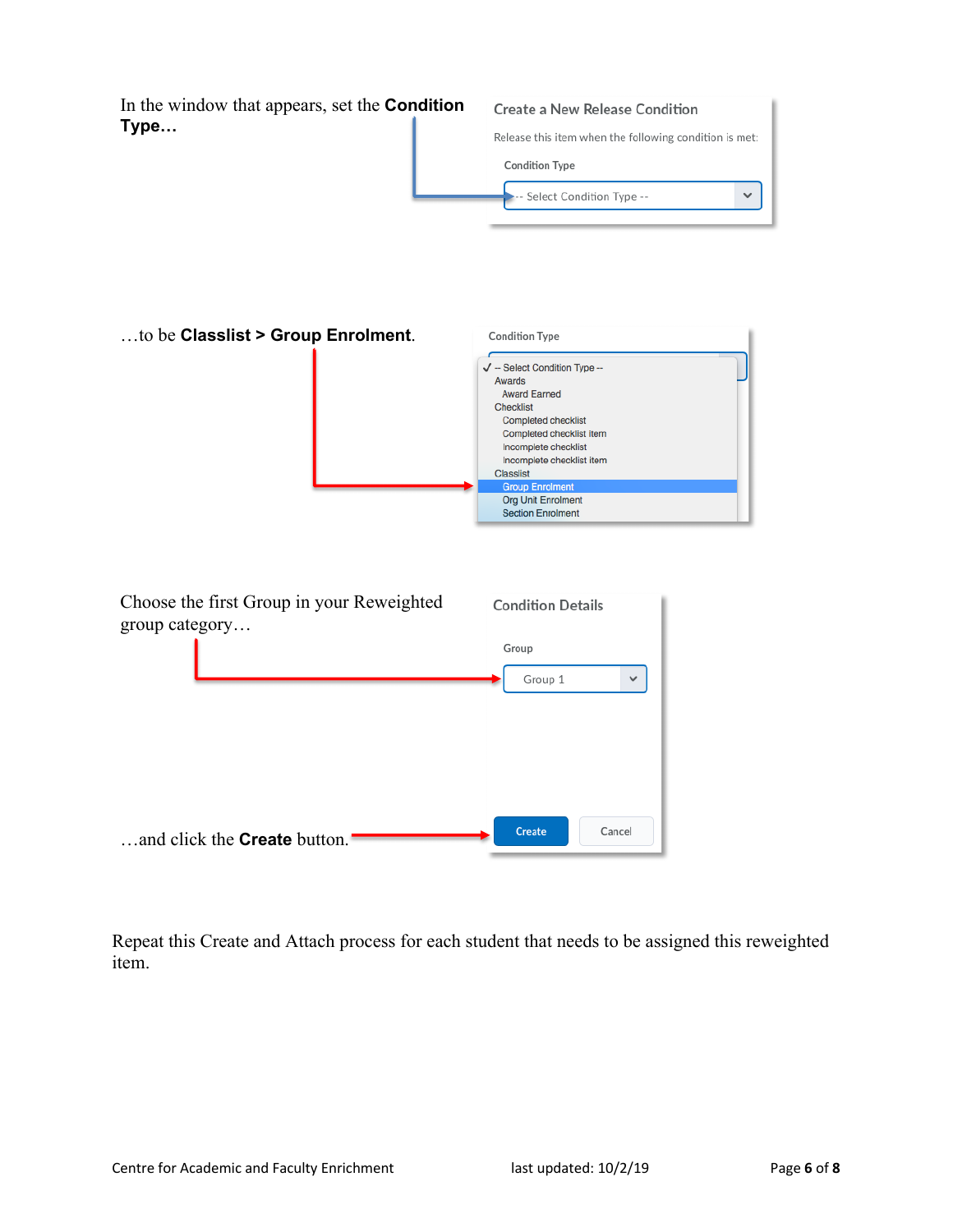In the window that appears, set the **Condition Type…**

…to be **Classlist > Group Enrolment**.

Choose the first Group in your Reweighted group category…

…and click the **Create** button.

Repeat this Create and Attach process for each student that needs to be assigned this reweighted item.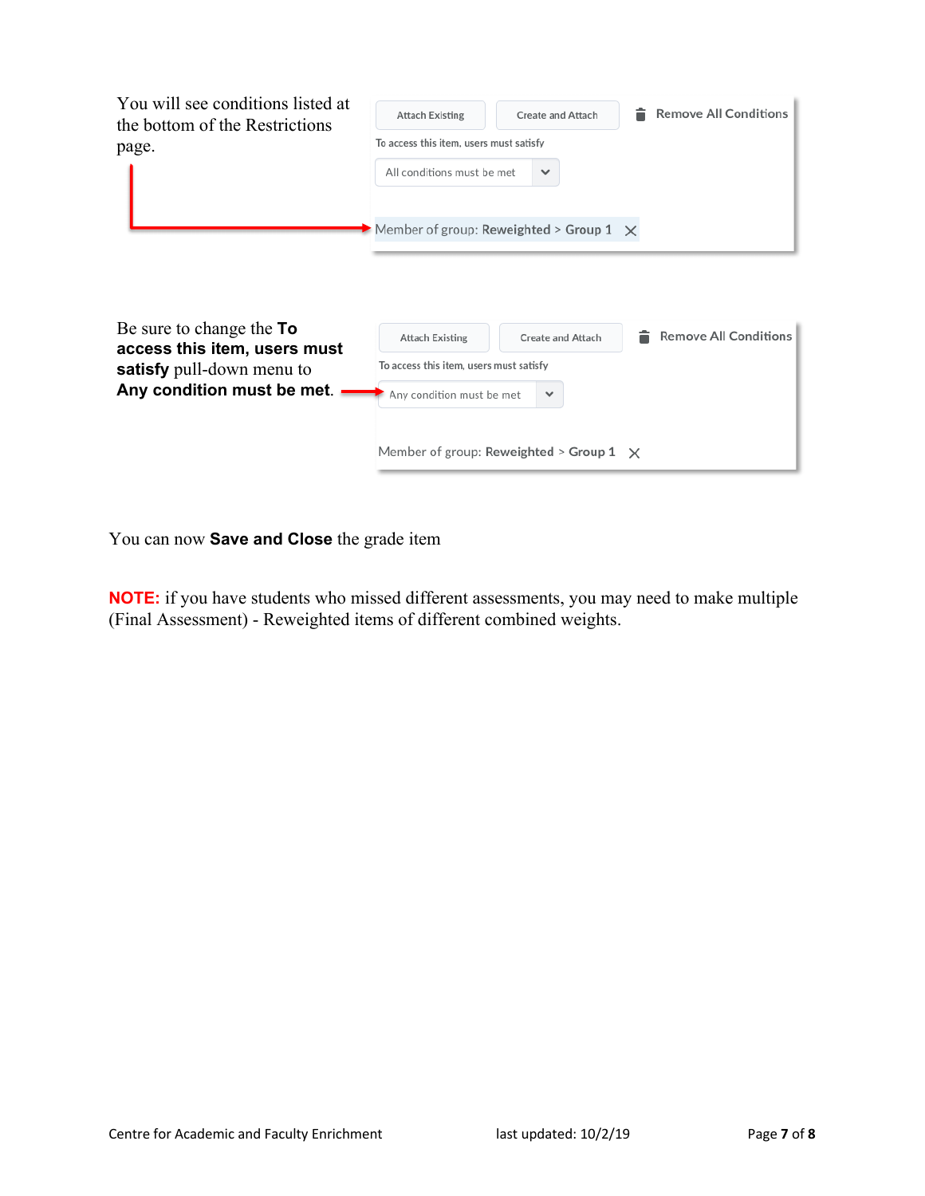You will see conditions listed at the bottom of the Restrictions page.

Attach Existing | Create and Attach | Remove All Conditions

To access this item, users must satisfy

All conditions must be met

Member of group: **Reweighted** > **Group 1**

Be sure to change the **To access this item, users must satisfy** pull-down menu to **Any condition must be met**.

Attach Existing | Create and Attach | Remove All Conditions

To access this item, users must satisfy

Any condition must be met

Member of group: **Reweighted** > **Group 1**

You can now **Save and Close** the grade item

**NOTE:** if you have students who missed different assessments, you may need to make multiple (Final Assessment) - Reweighted items of different combined weights.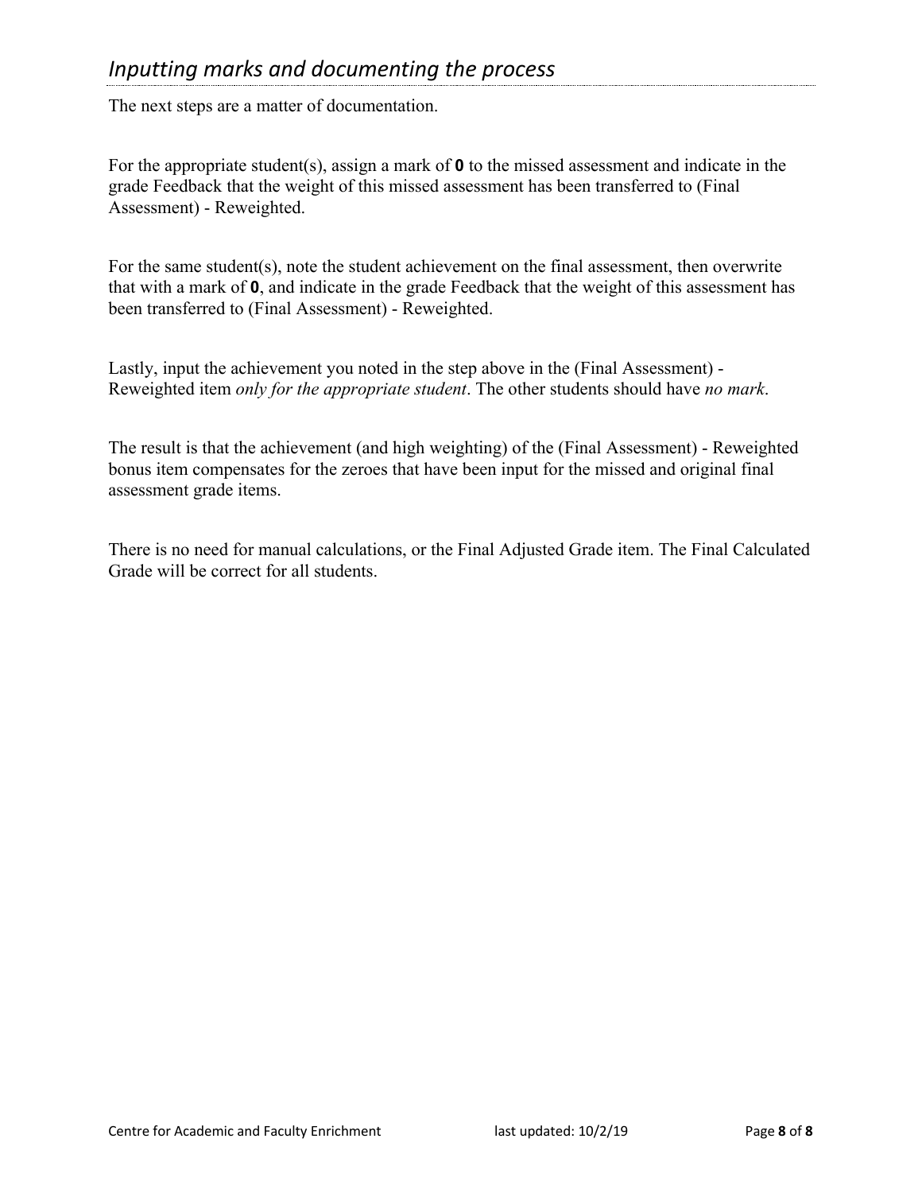## *Inputting marks and documenting the process*

The next steps are a matter of documentation.

For the appropriate student(s), assign a mark of **0** to the missed assessment and indicate in the grade Feedback that the weight of this missed assessment has been transferred to (Final Assessment) - Reweighted.

For the same student(s), note the student achievement on the final assessment, then overwrite that with a mark of **0**, and indicate in the grade Feedback that the weight of this assessment has been transferred to (Final Assessment) - Reweighted.

Lastly, input the achievement you noted in the step above in the (Final Assessment) - Reweighted item *only for the appropriate student*. The other students should have *no mark*.

The result is that the achievement (and high weighting) of the (Final Assessment) - Reweighted bonus item compensates for the zeroes that have been input for the missed and original final assessment grade items.

There is no need for manual calculations, or the Final Adjusted Grade item. The Final Calculated Grade will be correct for all students.